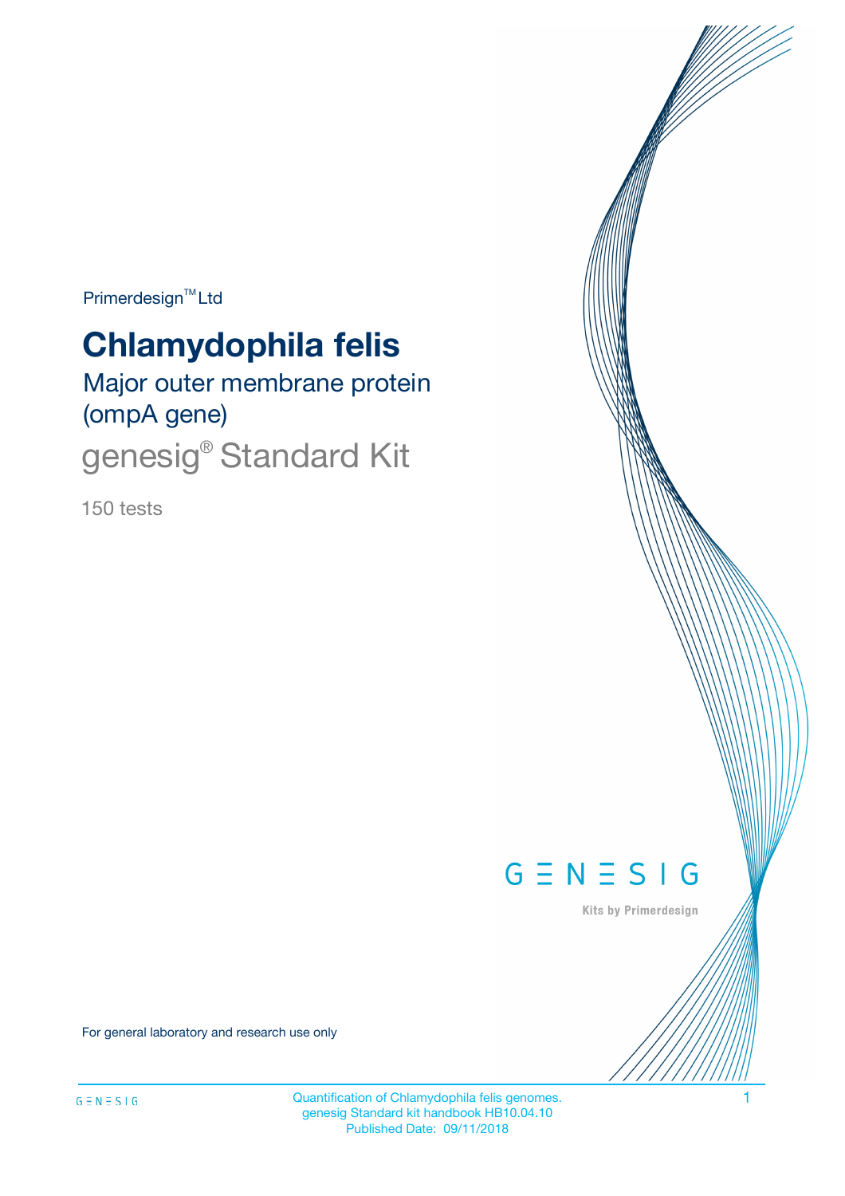Primerdesign™ Ltd

# Chlamydophila felis

## Major outer membrane protein (ompA gene)

## genesig® Standard Kit

150 tests

GENESIG

Kits by Primerdesign

For general laboratory and research use only

Quantification of Chlamydophila felis genomes.
genesig Standard kit handbook HB10.04.10
Published Date: 09/11/2018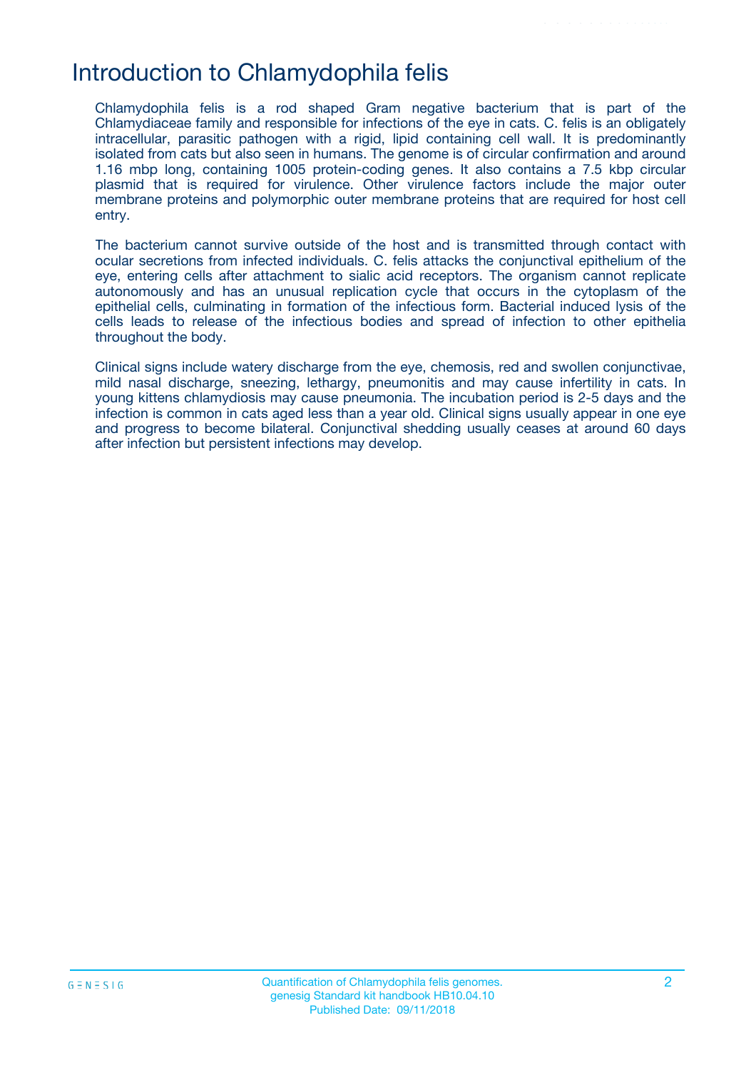# Introduction to Chlamydophila felis

Chlamydophila felis is a rod shaped Gram negative bacterium that is part of the Chlamydiaceae family and responsible for infections of the eye in cats. C. felis is an obligately intracellular, parasitic pathogen with a rigid, lipid containing cell wall. It is predominantly isolated from cats but also seen in humans. The genome is of circular confirmation and around 1.16 mbp long, containing 1005 protein-coding genes. It also contains a 7.5 kbp circular plasmid that is required for virulence. Other virulence factors include the major outer membrane proteins and polymorphic outer membrane proteins that are required for host cell entry.

The bacterium cannot survive outside of the host and is transmitted through contact with ocular secretions from infected individuals. C. felis attacks the conjunctival epithelium of the eye, entering cells after attachment to sialic acid receptors. The organism cannot replicate autonomously and has an unusual replication cycle that occurs in the cytoplasm of the epithelial cells, culminating in formation of the infectious form. Bacterial induced lysis of the cells leads to release of the infectious bodies and spread of infection to other epithelia throughout the body.

Clinical signs include watery discharge from the eye, chemosis, red and swollen conjunctivae, mild nasal discharge, sneezing, lethargy, pneumonitis and may cause infertility in cats. In young kittens chlamydiosis may cause pneumonia. The incubation period is 2-5 days and the infection is common in cats aged less than a year old. Clinical signs usually appear in one eye and progress to become bilateral. Conjunctival shedding usually ceases at around 60 days after infection but persistent infections may develop.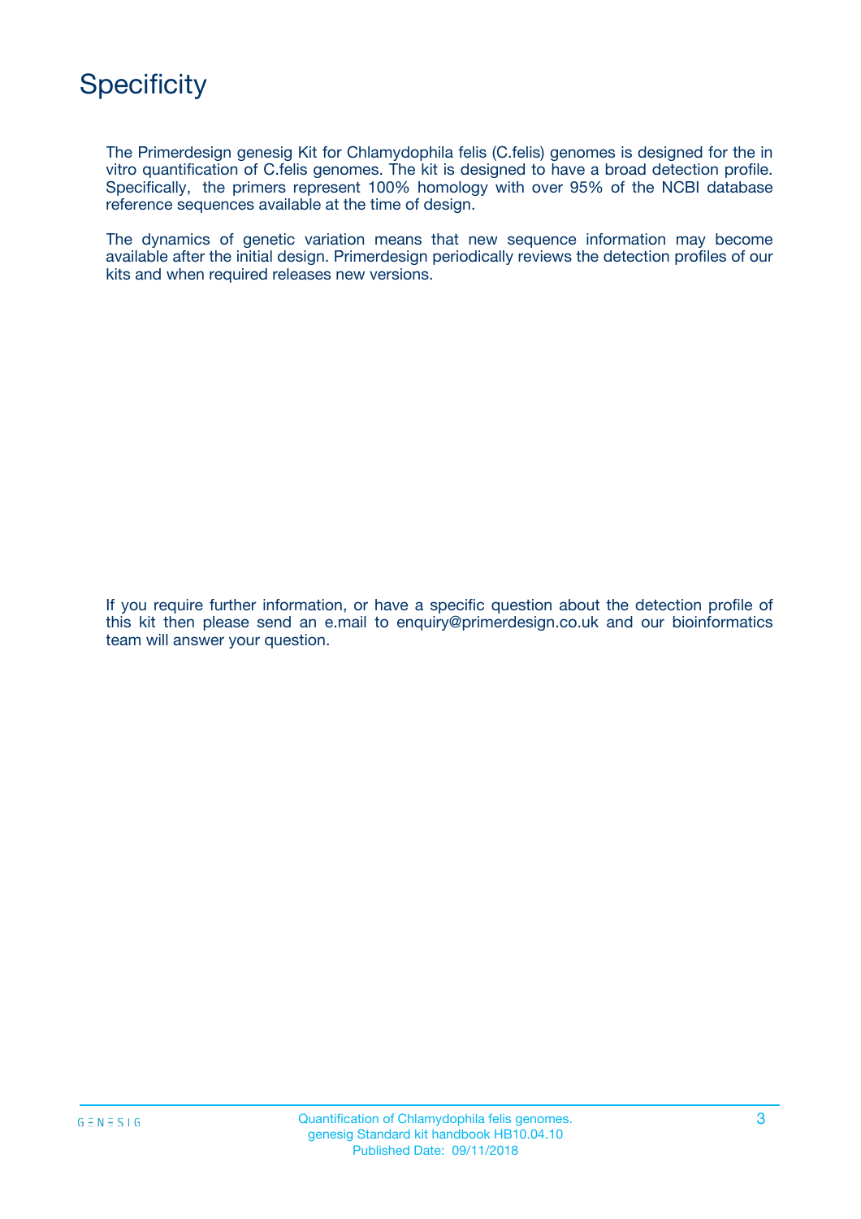# Specificity

The Primerdesign genesig Kit for Chlamydophila felis (C.felis) genomes is designed for the in vitro quantification of C.felis genomes. The kit is designed to have a broad detection profile. Specifically, the primers represent 100% homology with over 95% of the NCBI database reference sequences available at the time of design.

The dynamics of genetic variation means that new sequence information may become available after the initial design. Primerdesign periodically reviews the detection profiles of our kits and when required releases new versions.

If you require further information, or have a specific question about the detection profile of this kit then please send an e.mail to enquiry@primerdesign.co.uk and our bioinformatics team will answer your question.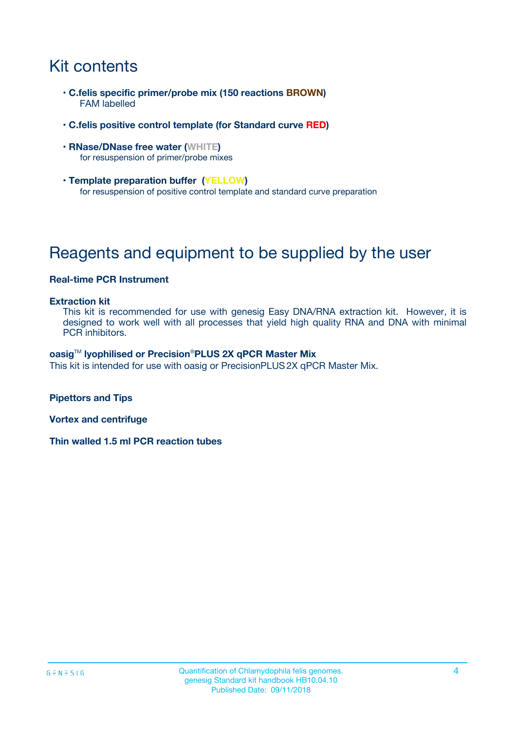# Kit contents

- **C.felis specific primer/probe mix (150 reactions BROWN)**
  FAM labelled
- **C.felis positive control template (for Standard curve RED)**
- **RNase/DNase free water (WHITE)**
  for resuspension of primer/probe mixes
- **Template preparation buffer (YELLOW)**
  for resuspension of positive control template and standard curve preparation

# Reagents and equipment to be supplied by the user

**Real-time PCR Instrument**

**Extraction kit**
This kit is recommended for use with genesig Easy DNA/RNA extraction kit. However, it is designed to work well with all processes that yield high quality RNA and DNA with minimal PCR inhibitors.

**oasig™ lyophilised or Precision®PLUS 2X qPCR Master Mix**
This kit is intended for use with oasig or PrecisionPLUS 2X qPCR Master Mix.

**Pipettors and Tips**

**Vortex and centrifuge**

**Thin walled 1.5 ml PCR reaction tubes**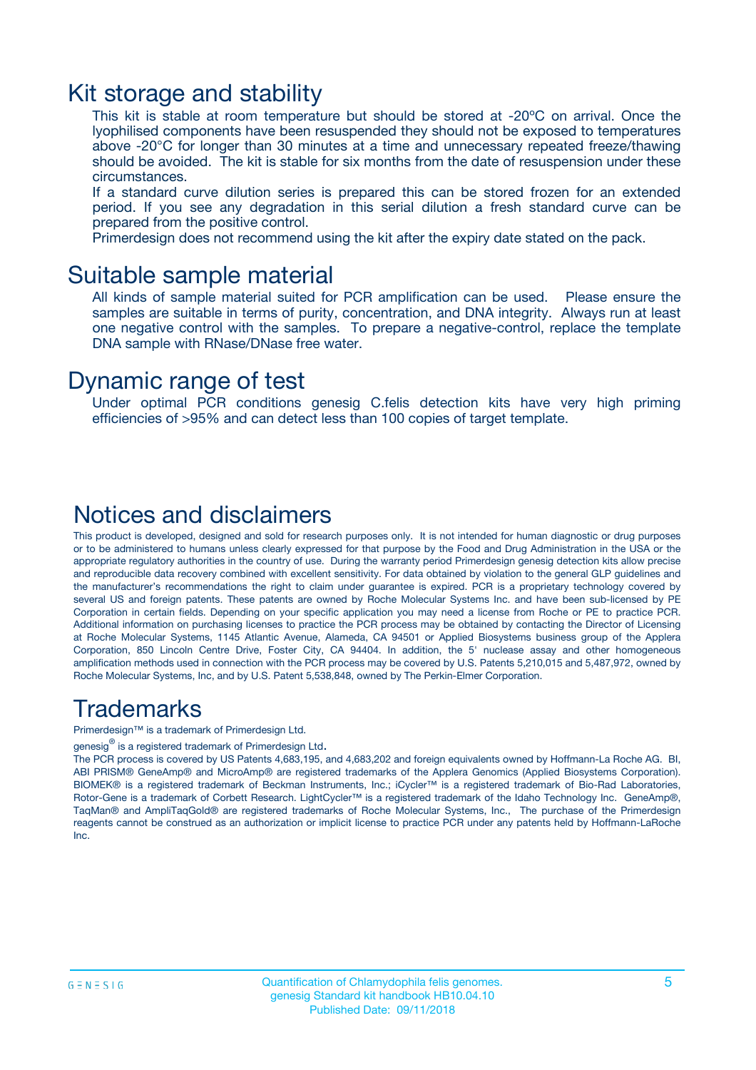# Kit storage and stability

This kit is stable at room temperature but should be stored at -20ºC on arrival. Once the lyophilised components have been resuspended they should not be exposed to temperatures above -20°C for longer than 30 minutes at a time and unnecessary repeated freeze/thawing should be avoided. The kit is stable for six months from the date of resuspension under these circumstances.

If a standard curve dilution series is prepared this can be stored frozen for an extended period. If you see any degradation in this serial dilution a fresh standard curve can be prepared from the positive control.

Primerdesign does not recommend using the kit after the expiry date stated on the pack.

# Suitable sample material

All kinds of sample material suited for PCR amplification can be used. Please ensure the samples are suitable in terms of purity, concentration, and DNA integrity. Always run at least one negative control with the samples. To prepare a negative-control, replace the template DNA sample with RNase/DNase free water.

# Dynamic range of test

Under optimal PCR conditions genesig C.felis detection kits have very high priming efficiencies of >95% and can detect less than 100 copies of target template.

# Notices and disclaimers

This product is developed, designed and sold for research purposes only. It is not intended for human diagnostic or drug purposes or to be administered to humans unless clearly expressed for that purpose by the Food and Drug Administration in the USA or the appropriate regulatory authorities in the country of use. During the warranty period Primerdesign genesig detection kits allow precise and reproducible data recovery combined with excellent sensitivity. For data obtained by violation to the general GLP guidelines and the manufacturer's recommendations the right to claim under guarantee is expired. PCR is a proprietary technology covered by several US and foreign patents. These patents are owned by Roche Molecular Systems Inc. and have been sub-licensed by PE Corporation in certain fields. Depending on your specific application you may need a license from Roche or PE to practice PCR. Additional information on purchasing licenses to practice the PCR process may be obtained by contacting the Director of Licensing at Roche Molecular Systems, 1145 Atlantic Avenue, Alameda, CA 94501 or Applied Biosystems business group of the Applera Corporation, 850 Lincoln Centre Drive, Foster City, CA 94404. In addition, the 5' nuclease assay and other homogeneous amplification methods used in connection with the PCR process may be covered by U.S. Patents 5,210,015 and 5,487,972, owned by Roche Molecular Systems, Inc, and by U.S. Patent 5,538,848, owned by The Perkin-Elmer Corporation.

# Trademarks

Primerdesign™ is a trademark of Primerdesign Ltd.

genesig® is a registered trademark of Primerdesign Ltd.

The PCR process is covered by US Patents 4,683,195, and 4,683,202 and foreign equivalents owned by Hoffmann-La Roche AG. BI, ABI PRISM® GeneAmp® and MicroAmp® are registered trademarks of the Applera Genomics (Applied Biosystems Corporation). BIOMEK® is a registered trademark of Beckman Instruments, Inc.; iCycler™ is a registered trademark of Bio-Rad Laboratories, Rotor-Gene is a trademark of Corbett Research. LightCycler™ is a registered trademark of the Idaho Technology Inc. GeneAmp®, TaqMan® and AmpliTaqGold® are registered trademarks of Roche Molecular Systems, Inc., The purchase of the Primerdesign reagents cannot be construed as an authorization or implicit license to practice PCR under any patents held by Hoffmann-LaRoche Inc.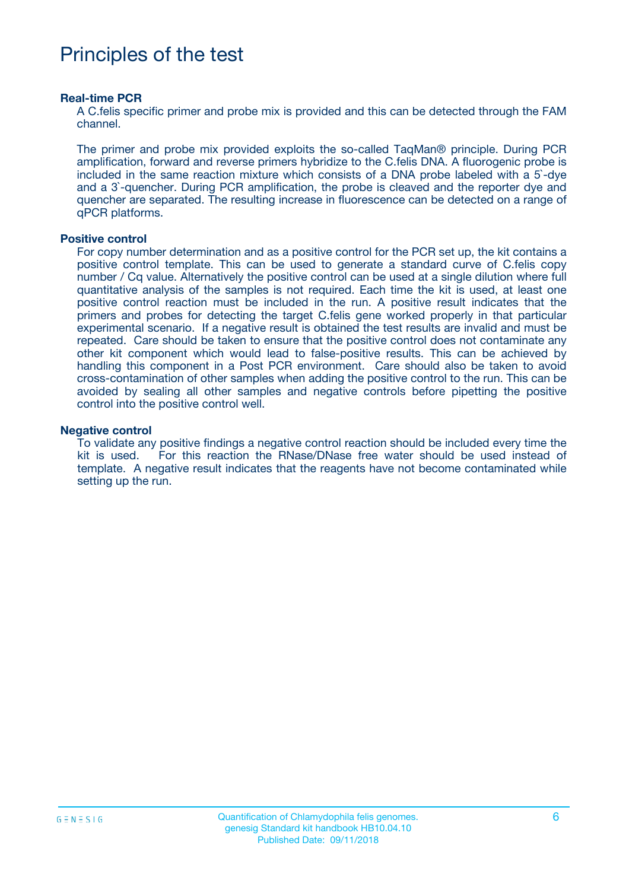# Principles of the test

### Real-time PCR

A C.felis specific primer and probe mix is provided and this can be detected through the FAM channel.

The primer and probe mix provided exploits the so-called TaqMan® principle. During PCR amplification, forward and reverse primers hybridize to the C.felis DNA. A fluorogenic probe is included in the same reaction mixture which consists of a DNA probe labeled with a 5`-dye and a 3`-quencher. During PCR amplification, the probe is cleaved and the reporter dye and quencher are separated. The resulting increase in fluorescence can be detected on a range of qPCR platforms.

### Positive control

For copy number determination and as a positive control for the PCR set up, the kit contains a positive control template. This can be used to generate a standard curve of C.felis copy number / Cq value. Alternatively the positive control can be used at a single dilution where full quantitative analysis of the samples is not required. Each time the kit is used, at least one positive control reaction must be included in the run. A positive result indicates that the primers and probes for detecting the target C.felis gene worked properly in that particular experimental scenario. If a negative result is obtained the test results are invalid and must be repeated. Care should be taken to ensure that the positive control does not contaminate any other kit component which would lead to false-positive results. This can be achieved by handling this component in a Post PCR environment. Care should also be taken to avoid cross-contamination of other samples when adding the positive control to the run. This can be avoided by sealing all other samples and negative controls before pipetting the positive control into the positive control well.

### Negative control

To validate any positive findings a negative control reaction should be included every time the kit is used. For this reaction the RNase/DNase free water should be used instead of template. A negative result indicates that the reagents have not become contaminated while setting up the run.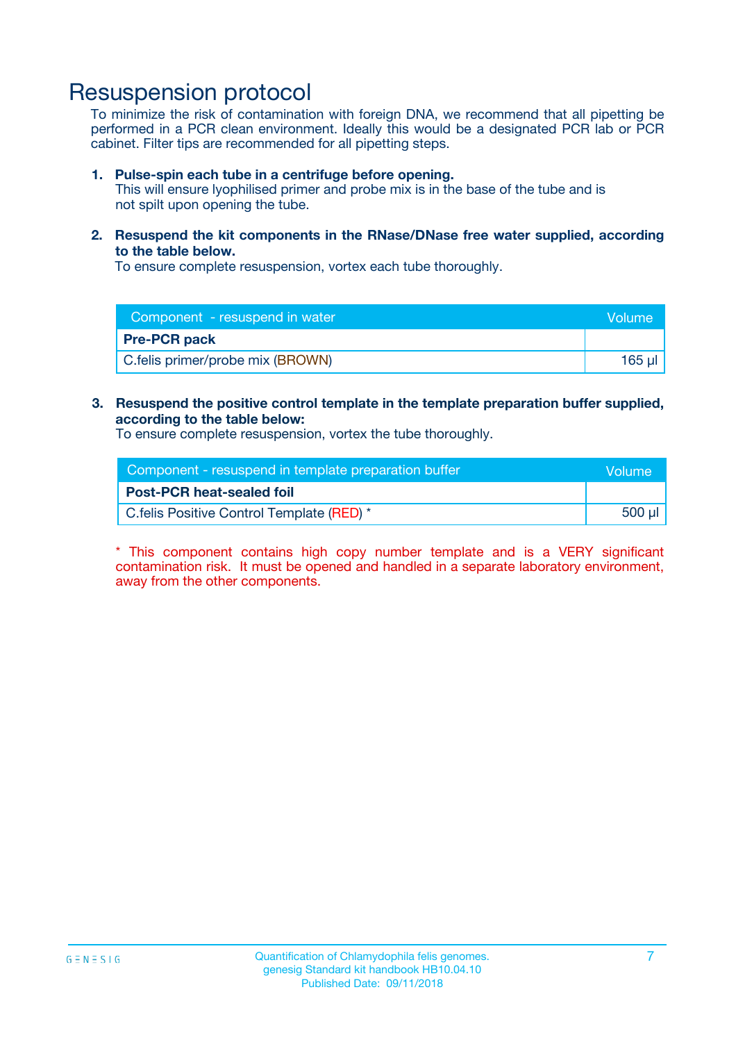# Resuspension protocol

To minimize the risk of contamination with foreign DNA, we recommend that all pipetting be performed in a PCR clean environment. Ideally this would be a designated PCR lab or PCR cabinet. Filter tips are recommended for all pipetting steps.

1. **Pulse-spin each tube in a centrifuge before opening.**
   This will ensure lyophilised primer and probe mix is in the base of the tube and is not spilt upon opening the tube.

2. **Resuspend the kit components in the RNase/DNase free water supplied, according to the table below.**
   To ensure complete resuspension, vortex each tube thoroughly.

| Component - resuspend in water | Volume |
|---|---|
| **Pre-PCR pack** | |
| C.felis primer/probe mix (BROWN) | 165 µl |

3. **Resuspend the positive control template in the template preparation buffer supplied, according to the table below:**
   To ensure complete resuspension, vortex the tube thoroughly.

| Component - resuspend in template preparation buffer | Volume |
|---|---|
| **Post-PCR heat-sealed foil** | |
| C.felis Positive Control Template (RED) * | 500 µl |

* This component contains high copy number template and is a VERY significant contamination risk. It must be opened and handled in a separate laboratory environment, away from the other components.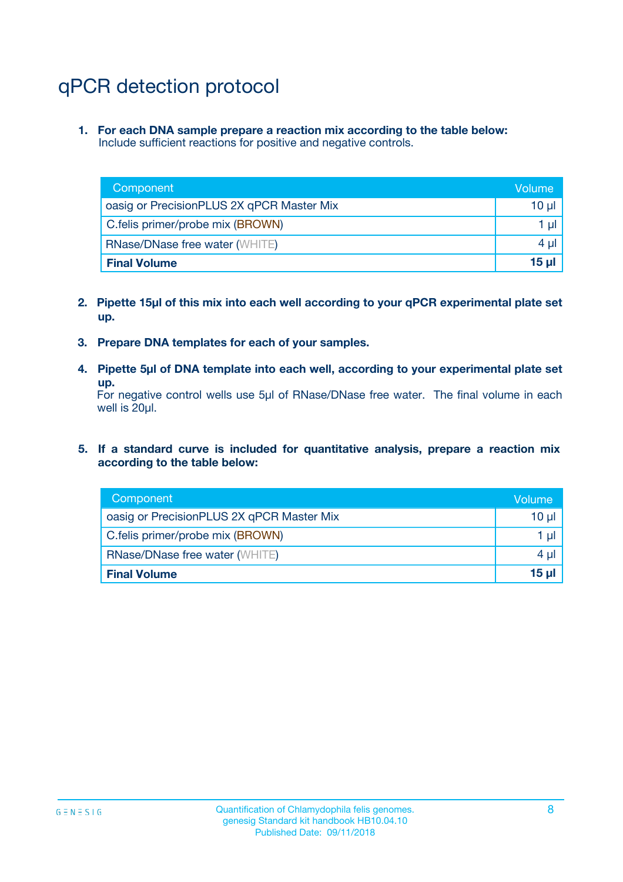# qPCR detection protocol

1. **For each DNA sample prepare a reaction mix according to the table below:**
   Include sufficient reactions for positive and negative controls.

| Component | Volume |
|---|---|
| oasig or PrecisionPLUS 2X qPCR Master Mix | 10 µl |
| C.felis primer/probe mix (BROWN) | 1 µl |
| RNase/DNase free water (WHITE) | 4 µl |
| **Final Volume** | **15 µl** |

2. **Pipette 15µl of this mix into each well according to your qPCR experimental plate set up.**

3. **Prepare DNA templates for each of your samples.**

4. **Pipette 5µl of DNA template into each well, according to your experimental plate set up.**
   For negative control wells use 5µl of RNase/DNase free water. The final volume in each well is 20µl.

5. **If a standard curve is included for quantitative analysis, prepare a reaction mix according to the table below:**

| Component | Volume |
|---|---|
| oasig or PrecisionPLUS 2X qPCR Master Mix | 10 µl |
| C.felis primer/probe mix (BROWN) | 1 µl |
| RNase/DNase free water (WHITE) | 4 µl |
| **Final Volume** | **15 µl** |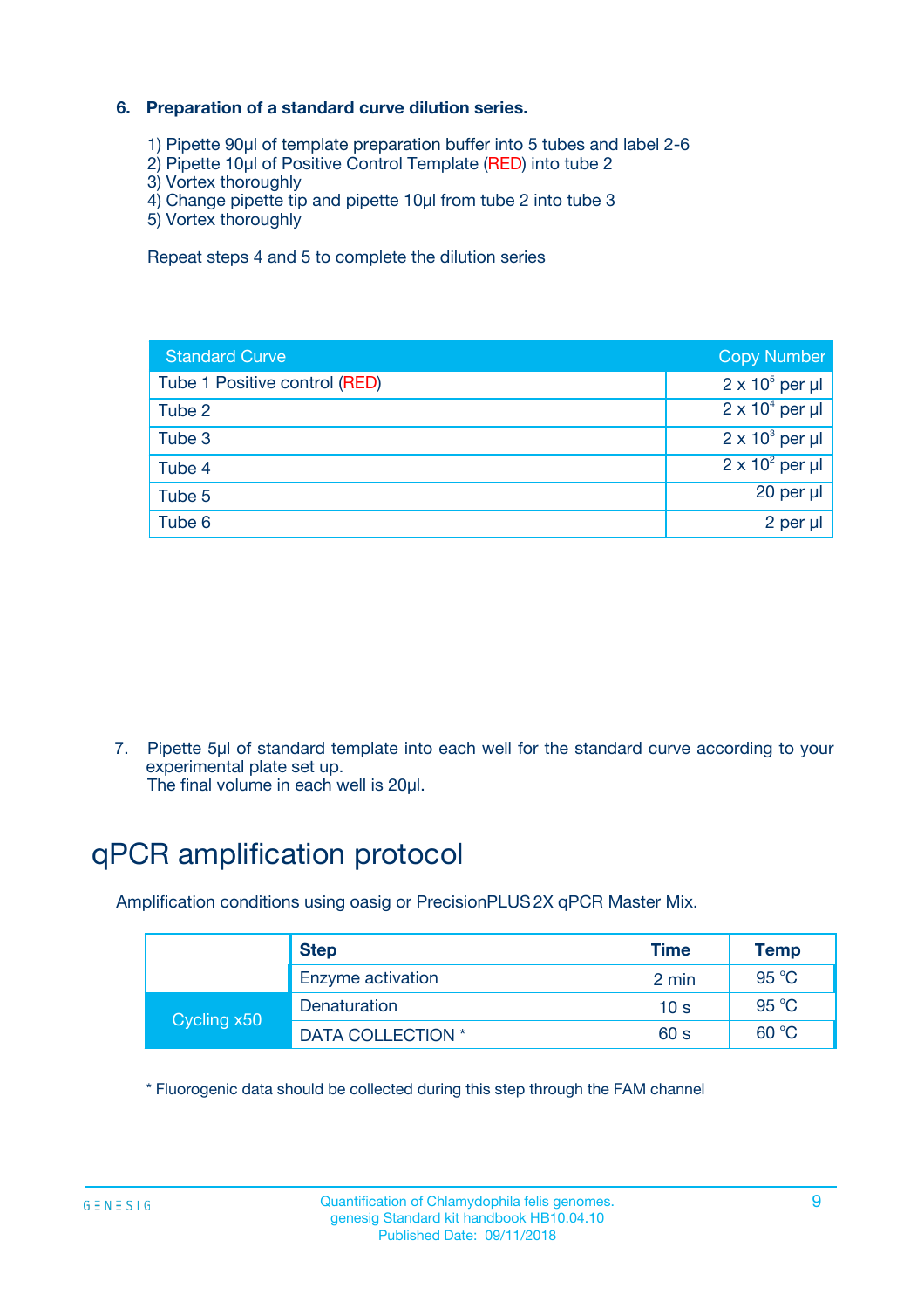## 6. Preparation of a standard curve dilution series.

1) Pipette 90µl of template preparation buffer into 5 tubes and label 2-6
2) Pipette 10µl of Positive Control Template (RED) into tube 2
3) Vortex thoroughly
4) Change pipette tip and pipette 10µl from tube 2 into tube 3
5) Vortex thoroughly

Repeat steps 4 and 5 to complete the dilution series

| Standard Curve | Copy Number |
|---|---|
| Tube 1 Positive control (RED) | $2 \times 10^5$ per µl |
| Tube 2 | $2 \times 10^4$ per µl |
| Tube 3 | $2 \times 10^3$ per µl |
| Tube 4 | $2 \times 10^2$ per µl |
| Tube 5 | 20 per µl |
| Tube 6 | 2 per µl |

7. Pipette 5µl of standard template into each well for the standard curve according to your experimental plate set up.
The final volume in each well is 20µl.

# qPCR amplification protocol

Amplification conditions using oasig or PrecisionPLUS 2X qPCR Master Mix.

| | Step | Time | Temp |
|---|---|---|---|
| | Enzyme activation | 2 min | 95 °C |
| Cycling x50 | Denaturation | 10 s | 95 °C |
| | DATA COLLECTION * | 60 s | 60 °C |

* Fluorogenic data should be collected during this step through the FAM channel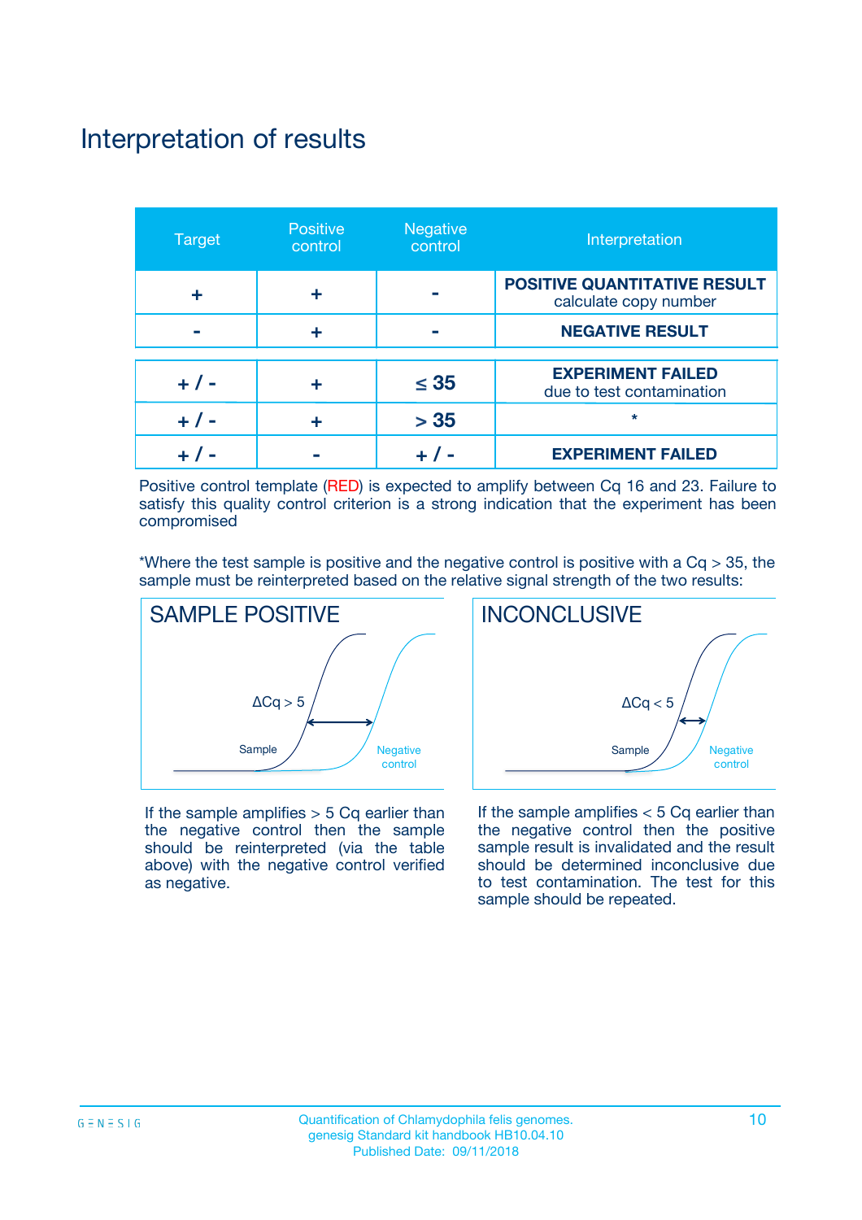# Interpretation of results

| Target | Positive control | Negative control | Interpretation |
|---|---|---|---|
| + | + | - | **POSITIVE QUANTITATIVE RESULT** calculate copy number |
| - | + | - | **NEGATIVE RESULT** |
| + / - | + | ≤ 35 | **EXPERIMENT FAILED** due to test contamination |
| + / - | + | > 35 | * |
| + / - | - | + / - | **EXPERIMENT FAILED** |

Positive control template (RED) is expected to amplify between Cq 16 and 23. Failure to satisfy this quality control criterion is a strong indication that the experiment has been compromised

*Where the test sample is positive and the negative control is positive with a Cq > 35, the sample must be reinterpreted based on the relative signal strength of the two results:

## SAMPLE POSITIVE

ΔCq > 5

Sample

Negative control

If the sample amplifies > 5 Cq earlier than the negative control then the sample should be reinterpreted (via the table above) with the negative control verified as negative.

## INCONCLUSIVE

ΔCq < 5

Sample

Negative control

If the sample amplifies < 5 Cq earlier than the negative control then the positive sample result is invalidated and the result should be determined inconclusive due to test contamination. The test for this sample should be repeated.